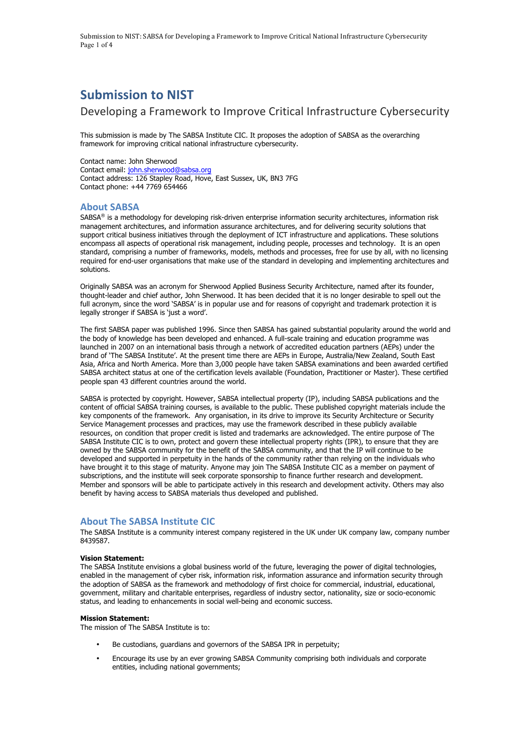# Submission to NIST

## Developing a Framework to Improve Critical Infrastructure Cybersecurity

This submission is made by The SABSA Institute CIC. It proposes the adoption of SABSA as the overarching framework for improving critical national infrastructure cybersecurity.

Contact name: John Sherwood
Contact email: john.sherwood@sabsa.org
Contact address: 126 Stapley Road, Hove, East Sussex, UK, BN3 7FG
Contact phone: +44 7769 654466

### About SABSA

SABSA® is a methodology for developing risk-driven enterprise information security architectures, information risk management architectures, and information assurance architectures, and for delivering security solutions that support critical business initiatives through the deployment of ICT infrastructure and applications. These solutions encompass all aspects of operational risk management, including people, processes and technology. It is an open standard, comprising a number of frameworks, models, methods and processes, free for use by all, with no licensing required for end-user organisations that make use of the standard in developing and implementing architectures and solutions.

Originally SABSA was an acronym for Sherwood Applied Business Security Architecture, named after its founder, thought-leader and chief author, John Sherwood. It has been decided that it is no longer desirable to spell out the full acronym, since the word 'SABSA' is in popular use and for reasons of copyright and trademark protection it is legally stronger if SABSA is 'just a word'.

The first SABSA paper was published 1996. Since then SABSA has gained substantial popularity around the world and the body of knowledge has been developed and enhanced. A full-scale training and education programme was launched in 2007 on an international basis through a network of accredited education partners (AEPs) under the brand of 'The SABSA Institute'. At the present time there are AEPs in Europe, Australia/New Zealand, South East Asia, Africa and North America. More than 3,000 people have taken SABSA examinations and been awarded certified SABSA architect status at one of the certification levels available (Foundation, Practitioner or Master). These certified people span 43 different countries around the world.

SABSA is protected by copyright. However, SABSA intellectual property (IP), including SABSA publications and the content of official SABSA training courses, is available to the public. These published copyright materials include the key components of the framework. Any organisation, in its drive to improve its Security Architecture or Security Service Management processes and practices, may use the framework described in these publicly available resources, on condition that proper credit is listed and trademarks are acknowledged. The entire purpose of The SABSA Institute CIC is to own, protect and govern these intellectual property rights (IPR), to ensure that they are owned by the SABSA community for the benefit of the SABSA community, and that the IP will continue to be developed and supported in perpetuity in the hands of the community rather than relying on the individuals who have brought it to this stage of maturity. Anyone may join The SABSA Institute CIC as a member on payment of subscriptions, and the institute will seek corporate sponsorship to finance further research and development. Member and sponsors will be able to participate actively in this research and development activity. Others may also benefit by having access to SABSA materials thus developed and published.

### About The SABSA Institute CIC

The SABSA Institute is a community interest company registered in the UK under UK company law, company number 8439587.

**Vision Statement:**
The SABSA Institute envisions a global business world of the future, leveraging the power of digital technologies, enabled in the management of cyber risk, information risk, information assurance and information security through the adoption of SABSA as the framework and methodology of first choice for commercial, industrial, educational, government, military and charitable enterprises, regardless of industry sector, nationality, size or socio-economic status, and leading to enhancements in social well-being and economic success.

**Mission Statement:**
The mission of The SABSA Institute is to:

- Be custodians, guardians and governors of the SABSA IPR in perpetuity;
- Encourage its use by an ever growing SABSA Community comprising both individuals and corporate entities, including national governments;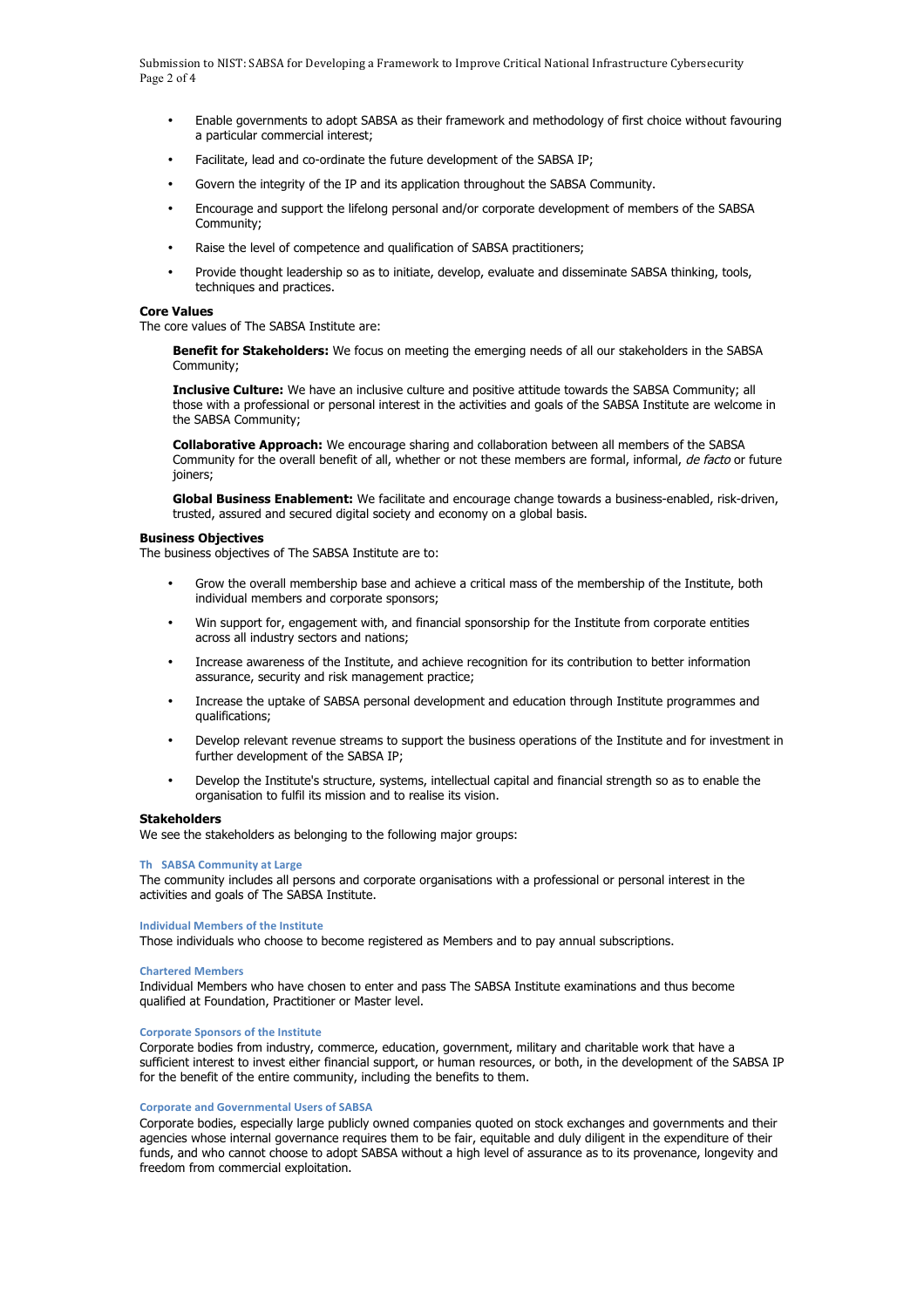- Enable governments to adopt SABSA as their framework and methodology of first choice without favouring a particular commercial interest;
- Facilitate, lead and co-ordinate the future development of the SABSA IP;
- Govern the integrity of the IP and its application throughout the SABSA Community.
- Encourage and support the lifelong personal and/or corporate development of members of the SABSA Community;
- Raise the level of competence and qualification of SABSA practitioners;
- Provide thought leadership so as to initiate, develop, evaluate and disseminate SABSA thinking, tools, techniques and practices.

**Core Values**

The core values of The SABSA Institute are:

> **Benefit for Stakeholders:** We focus on meeting the emerging needs of all our stakeholders in the SABSA Community;
>
> **Inclusive Culture:** We have an inclusive culture and positive attitude towards the SABSA Community; all those with a professional or personal interest in the activities and goals of the SABSA Institute are welcome in the SABSA Community;
>
> **Collaborative Approach:** We encourage sharing and collaboration between all members of the SABSA Community for the overall benefit of all, whether or not these members are formal, informal, *de facto* or future joiners;
>
> **Global Business Enablement:** We facilitate and encourage change towards a business-enabled, risk-driven, trusted, assured and secured digital society and economy on a global basis.

**Business Objectives**

The business objectives of The SABSA Institute are to:

- Grow the overall membership base and achieve a critical mass of the membership of the Institute, both individual members and corporate sponsors;
- Win support for, engagement with, and financial sponsorship for the Institute from corporate entities across all industry sectors and nations;
- Increase awareness of the Institute, and achieve recognition for its contribution to better information assurance, security and risk management practice;
- Increase the uptake of SABSA personal development and education through Institute programmes and qualifications;
- Develop relevant revenue streams to support the business operations of the Institute and for investment in further development of the SABSA IP;
- Develop the Institute's structure, systems, intellectual capital and financial strength so as to enable the organisation to fulfil its mission and to realise its vision.

**Stakeholders**

We see the stakeholders as belonging to the following major groups:

**Th SABSA Community at Large**

The community includes all persons and corporate organisations with a professional or personal interest in the activities and goals of The SABSA Institute.

**Individual Members of the Institute**

Those individuals who choose to become registered as Members and to pay annual subscriptions.

**Chartered Members**

Individual Members who have chosen to enter and pass The SABSA Institute examinations and thus become qualified at Foundation, Practitioner or Master level.

**Corporate Sponsors of the Institute**

Corporate bodies from industry, commerce, education, government, military and charitable work that have a sufficient interest to invest either financial support, or human resources, or both, in the development of the SABSA IP for the benefit of the entire community, including the benefits to them.

**Corporate and Governmental Users of SABSA**

Corporate bodies, especially large publicly owned companies quoted on stock exchanges and governments and their agencies whose internal governance requires them to be fair, equitable and duly diligent in the expenditure of their funds, and who cannot choose to adopt SABSA without a high level of assurance as to its provenance, longevity and freedom from commercial exploitation.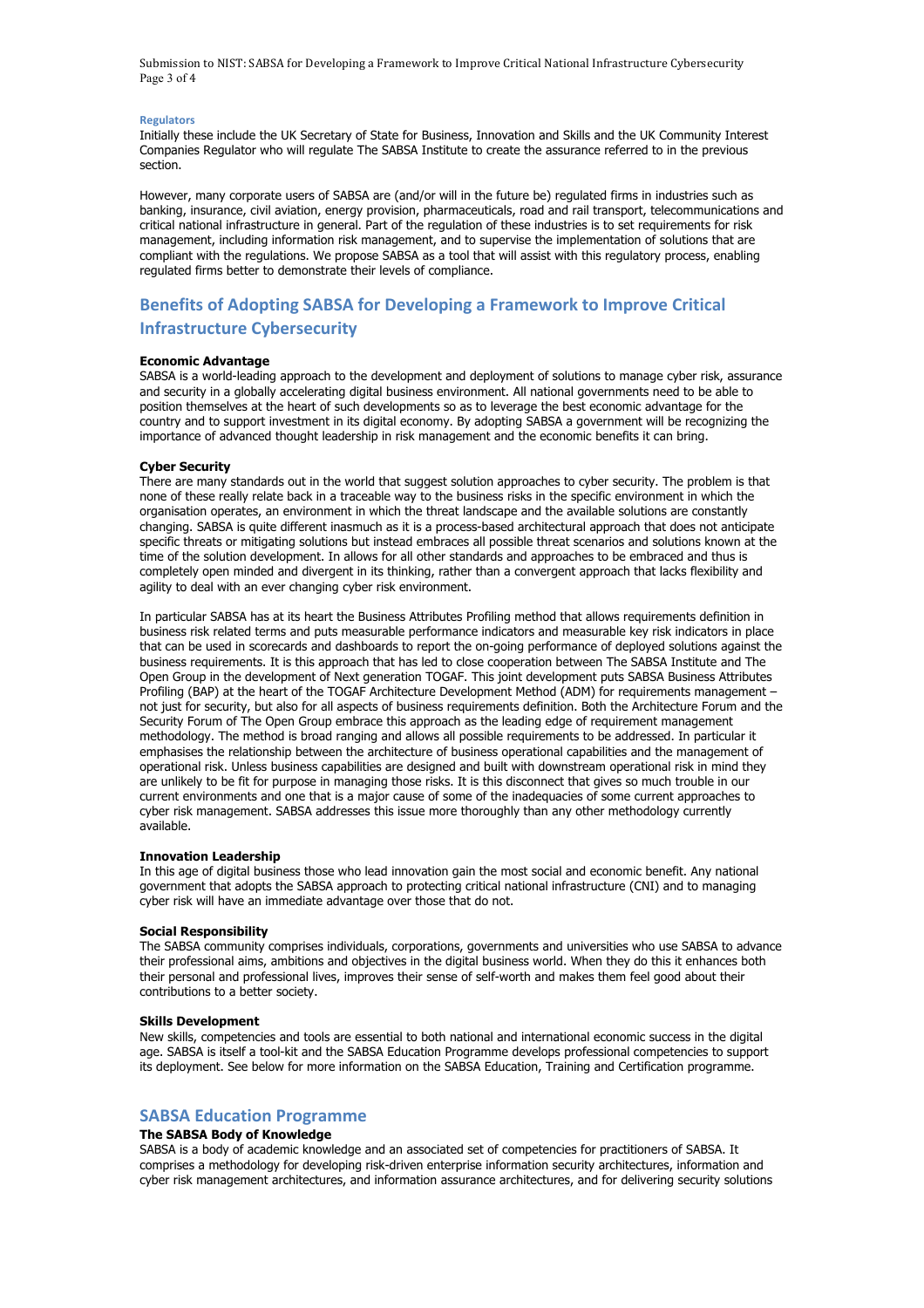#### Regulators

Initially these include the UK Secretary of State for Business, Innovation and Skills and the UK Community Interest Companies Regulator who will regulate The SABSA Institute to create the assurance referred to in the previous section.

However, many corporate users of SABSA are (and/or will in the future be) regulated firms in industries such as banking, insurance, civil aviation, energy provision, pharmaceuticals, road and rail transport, telecommunications and critical national infrastructure in general. Part of the regulation of these industries is to set requirements for risk management, including information risk management, and to supervise the implementation of solutions that are compliant with the regulations. We propose SABSA as a tool that will assist with this regulatory process, enabling regulated firms better to demonstrate their levels of compliance.

## Benefits of Adopting SABSA for Developing a Framework to Improve Critical Infrastructure Cybersecurity

**Economic Advantage**

SABSA is a world-leading approach to the development and deployment of solutions to manage cyber risk, assurance and security in a globally accelerating digital business environment. All national governments need to be able to position themselves at the heart of such developments so as to leverage the best economic advantage for the country and to support investment in its digital economy. By adopting SABSA a government will be recognizing the importance of advanced thought leadership in risk management and the economic benefits it can bring.

**Cyber Security**

There are many standards out in the world that suggest solution approaches to cyber security. The problem is that none of these really relate back in a traceable way to the business risks in the specific environment in which the organisation operates, an environment in which the threat landscape and the available solutions are constantly changing. SABSA is quite different inasmuch as it is a process-based architectural approach that does not anticipate specific threats or mitigating solutions but instead embraces all possible threat scenarios and solutions known at the time of the solution development. In allows for all other standards and approaches to be embraced and thus is completely open minded and divergent in its thinking, rather than a convergent approach that lacks flexibility and agility to deal with an ever changing cyber risk environment.

In particular SABSA has at its heart the Business Attributes Profiling method that allows requirements definition in business risk related terms and puts measurable performance indicators and measurable key risk indicators in place that can be used in scorecards and dashboards to report the on-going performance of deployed solutions against the business requirements. It is this approach that has led to close cooperation between The SABSA Institute and The Open Group in the development of Next generation TOGAF. This joint development puts SABSA Business Attributes Profiling (BAP) at the heart of the TOGAF Architecture Development Method (ADM) for requirements management – not just for security, but also for all aspects of business requirements definition. Both the Architecture Forum and the Security Forum of The Open Group embrace this approach as the leading edge of requirement management methodology. The method is broad ranging and allows all possible requirements to be addressed. In particular it emphasises the relationship between the architecture of business operational capabilities and the management of operational risk. Unless business capabilities are designed and built with downstream operational risk in mind they are unlikely to be fit for purpose in managing those risks. It is this disconnect that gives so much trouble in our current environments and one that is a major cause of some of the inadequacies of some current approaches to cyber risk management. SABSA addresses this issue more thoroughly than any other methodology currently available.

**Innovation Leadership**

In this age of digital business those who lead innovation gain the most social and economic benefit. Any national government that adopts the SABSA approach to protecting critical national infrastructure (CNI) and to managing cyber risk will have an immediate advantage over those that do not.

**Social Responsibility**

The SABSA community comprises individuals, corporations, governments and universities who use SABSA to advance their professional aims, ambitions and objectives in the digital business world. When they do this it enhances both their personal and professional lives, improves their sense of self-worth and makes them feel good about their contributions to a better society.

**Skills Development**

New skills, competencies and tools are essential to both national and international economic success in the digital age. SABSA is itself a tool-kit and the SABSA Education Programme develops professional competencies to support its deployment. See below for more information on the SABSA Education, Training and Certification programme.

## SABSA Education Programme

**The SABSA Body of Knowledge**

SABSA is a body of academic knowledge and an associated set of competencies for practitioners of SABSA. It comprises a methodology for developing risk-driven enterprise information security architectures, information and cyber risk management architectures, and information assurance architectures, and for delivering security solutions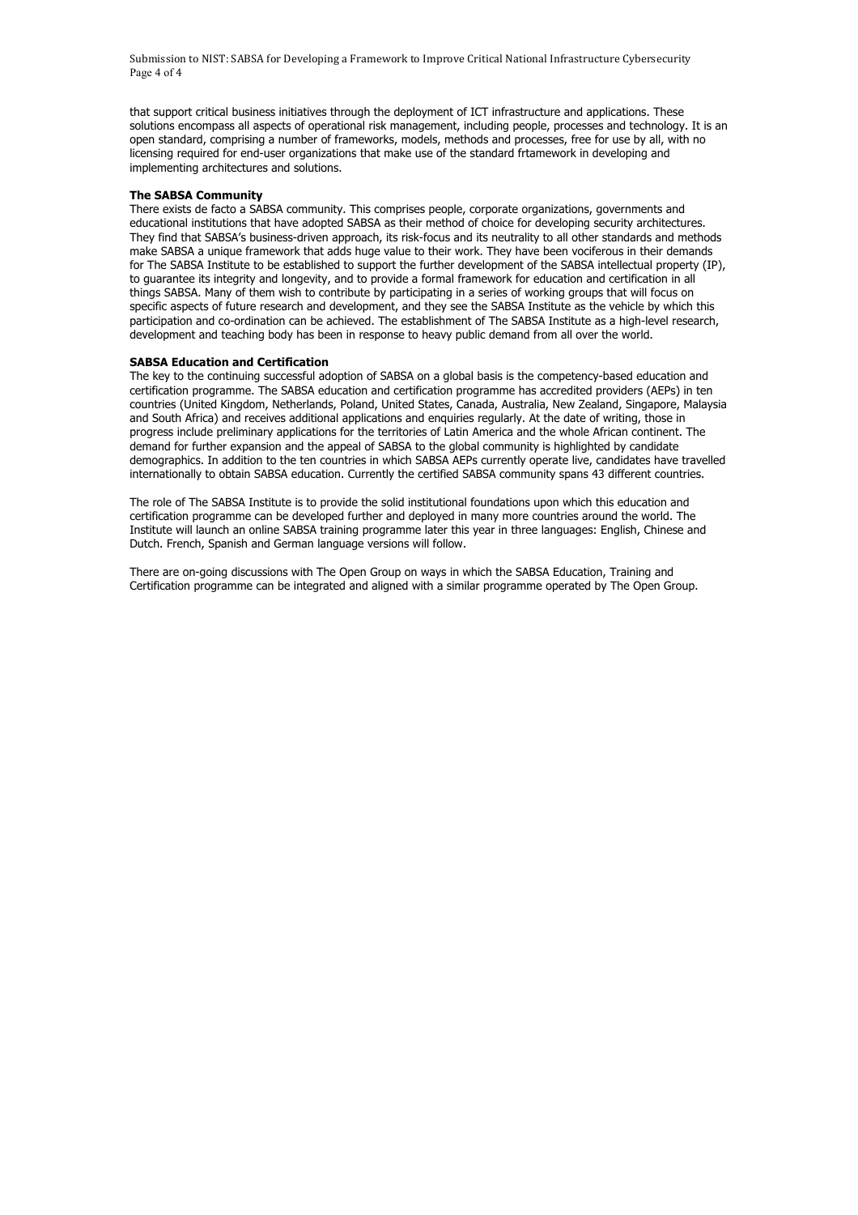that support critical business initiatives through the deployment of ICT infrastructure and applications. These solutions encompass all aspects of operational risk management, including people, processes and technology. It is an open standard, comprising a number of frameworks, models, methods and processes, free for use by all, with no licensing required for end-user organizations that make use of the standard frtamework in developing and implementing architectures and solutions.

**The SABSA Community**

There exists de facto a SABSA community. This comprises people, corporate organizations, governments and educational institutions that have adopted SABSA as their method of choice for developing security architectures. They find that SABSA's business-driven approach, its risk-focus and its neutrality to all other standards and methods make SABSA a unique framework that adds huge value to their work. They have been vociferous in their demands for The SABSA Institute to be established to support the further development of the SABSA intellectual property (IP), to guarantee its integrity and longevity, and to provide a formal framework for education and certification in all things SABSA. Many of them wish to contribute by participating in a series of working groups that will focus on specific aspects of future research and development, and they see the SABSA Institute as the vehicle by which this participation and co-ordination can be achieved. The establishment of The SABSA Institute as a high-level research, development and teaching body has been in response to heavy public demand from all over the world.

**SABSA Education and Certification**

The key to the continuing successful adoption of SABSA on a global basis is the competency-based education and certification programme. The SABSA education and certification programme has accredited providers (AEPs) in ten countries (United Kingdom, Netherlands, Poland, United States, Canada, Australia, New Zealand, Singapore, Malaysia and South Africa) and receives additional applications and enquiries regularly. At the date of writing, those in progress include preliminary applications for the territories of Latin America and the whole African continent. The demand for further expansion and the appeal of SABSA to the global community is highlighted by candidate demographics. In addition to the ten countries in which SABSA AEPs currently operate live, candidates have travelled internationally to obtain SABSA education. Currently the certified SABSA community spans 43 different countries.

The role of The SABSA Institute is to provide the solid institutional foundations upon which this education and certification programme can be developed further and deployed in many more countries around the world. The Institute will launch an online SABSA training programme later this year in three languages: English, Chinese and Dutch. French, Spanish and German language versions will follow.

There are on-going discussions with The Open Group on ways in which the SABSA Education, Training and Certification programme can be integrated and aligned with a similar programme operated by The Open Group.